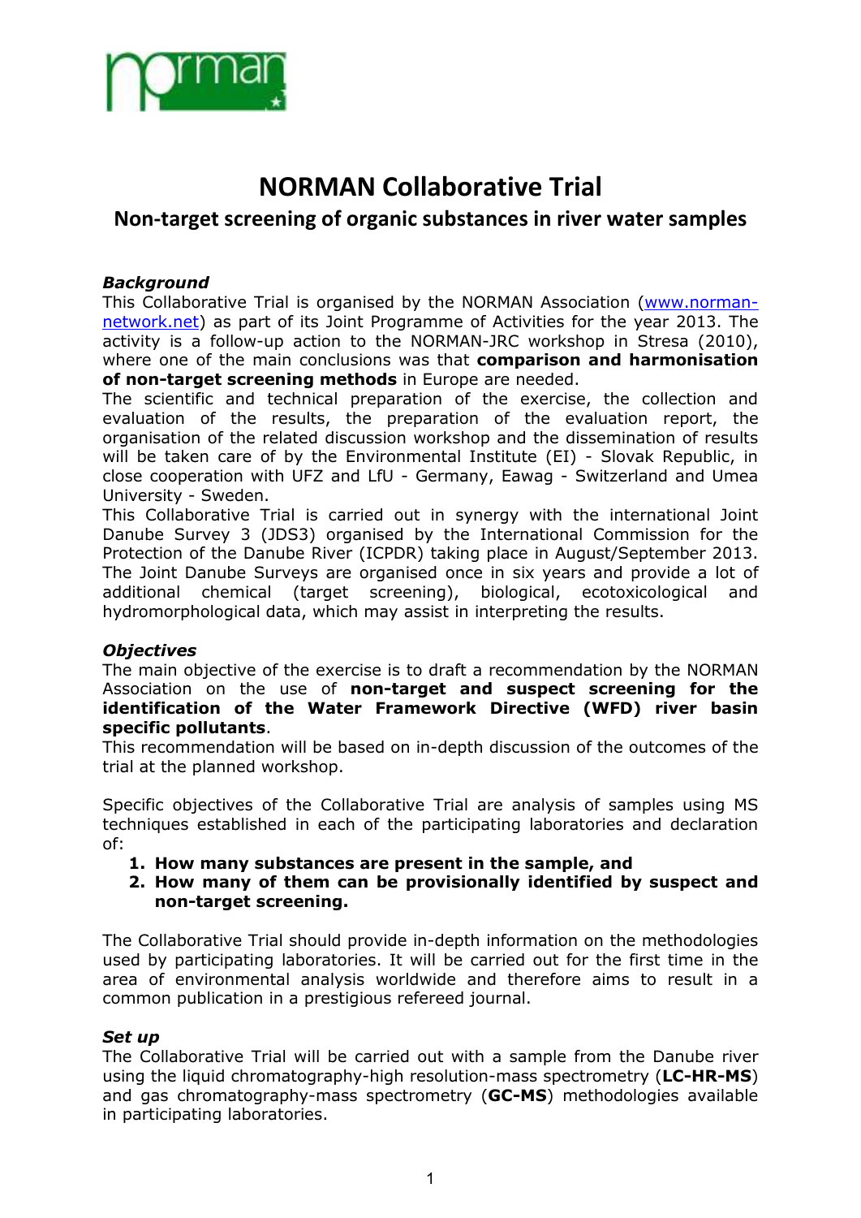# NORMAN Collaborative Trial

## Non-target screening of organic substances in river water samples

***Background***

This Collaborative Trial is organised by the NORMAN Association ([www.norman-network.net](www.norman-network.net)) as part of its Joint Programme of Activities for the year 2013. The activity is a follow-up action to the NORMAN-JRC workshop in Stresa (2010), where one of the main conclusions was that **comparison and harmonisation of non-target screening methods** in Europe are needed.

The scientific and technical preparation of the exercise, the collection and evaluation of the results, the preparation of the evaluation report, the organisation of the related discussion workshop and the dissemination of results will be taken care of by the Environmental Institute (EI) - Slovak Republic, in close cooperation with UFZ and LfU - Germany, Eawag - Switzerland and Umea University - Sweden.

This Collaborative Trial is carried out in synergy with the international Joint Danube Survey 3 (JDS3) organised by the International Commission for the Protection of the Danube River (ICPDR) taking place in August/September 2013. The Joint Danube Surveys are organised once in six years and provide a lot of additional chemical (target screening), biological, ecotoxicological and hydromorphological data, which may assist in interpreting the results.

***Objectives***

The main objective of the exercise is to draft a recommendation by the NORMAN Association on the use of **non-target and suspect screening for the identification of the Water Framework Directive (WFD) river basin specific pollutants**.

This recommendation will be based on in-depth discussion of the outcomes of the trial at the planned workshop.

Specific objectives of the Collaborative Trial are analysis of samples using MS techniques established in each of the participating laboratories and declaration of:

1. **How many substances are present in the sample, and**
2. **How many of them can be provisionally identified by suspect and non-target screening.**

The Collaborative Trial should provide in-depth information on the methodologies used by participating laboratories. It will be carried out for the first time in the area of environmental analysis worldwide and therefore aims to result in a common publication in a prestigious refereed journal.

***Set up***

The Collaborative Trial will be carried out with a sample from the Danube river using the liquid chromatography-high resolution-mass spectrometry (**LC-HR-MS**) and gas chromatography-mass spectrometry (**GC-MS**) methodologies available in participating laboratories.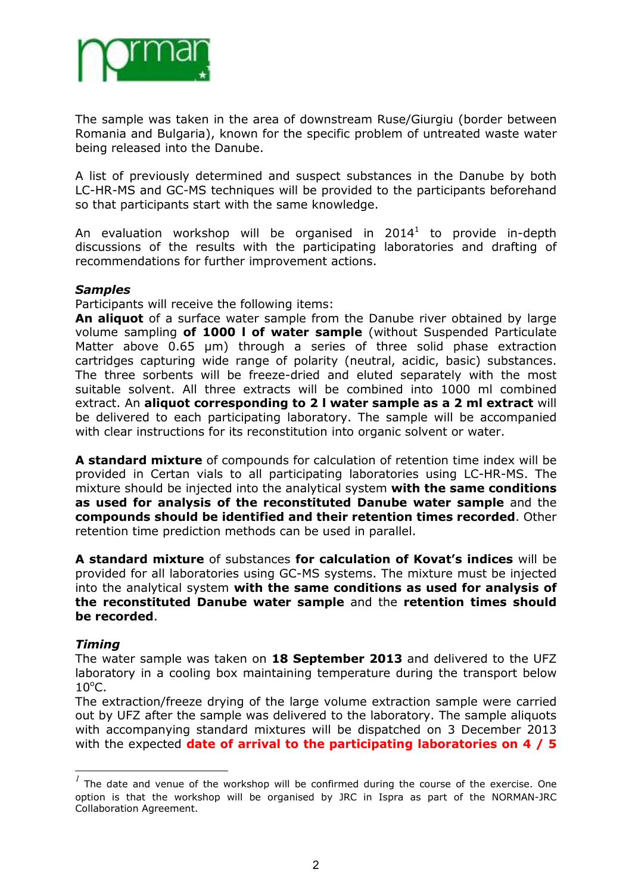The sample was taken in the area of downstream Ruse/Giurgiu (border between Romania and Bulgaria), known for the specific problem of untreated waste water being released into the Danube.

A list of previously determined and suspect substances in the Danube by both LC-HR-MS and GC-MS techniques will be provided to the participants beforehand so that participants start with the same knowledge.

An evaluation workshop will be organised in 2014[1] to provide in-depth discussions of the results with the participating laboratories and drafting of recommendations for further improvement actions.

***Samples***

Participants will receive the following items:

**An aliquot** of a surface water sample from the Danube river obtained by large volume sampling **of 1000 l of water sample** (without Suspended Particulate Matter above 0.65 µm) through a series of three solid phase extraction cartridges capturing wide range of polarity (neutral, acidic, basic) substances. The three sorbents will be freeze-dried and eluted separately with the most suitable solvent. All three extracts will be combined into 1000 ml combined extract. An **aliquot corresponding to 2 l water sample as a 2 ml extract** will be delivered to each participating laboratory. The sample will be accompanied with clear instructions for its reconstitution into organic solvent or water.

**A standard mixture** of compounds for calculation of retention time index will be provided in Certan vials to all participating laboratories using LC-HR-MS. The mixture should be injected into the analytical system **with the same conditions as used for analysis of the reconstituted Danube water sample** and the **compounds should be identified and their retention times recorded**. Other retention time prediction methods can be used in parallel.

**A standard mixture** of substances **for calculation of Kovat's indices** will be provided for all laboratories using GC-MS systems. The mixture must be injected into the analytical system **with the same conditions as used for analysis of the reconstituted Danube water sample** and the **retention times should be recorded**.

***Timing***

The water sample was taken on **18 September 2013** and delivered to the UFZ laboratory in a cooling box maintaining temperature during the transport below 10°C.

The extraction/freeze drying of the large volume extraction sample were carried out by UFZ after the sample was delivered to the laboratory. The sample aliquots with accompanying standard mixtures will be dispatched on 3 December 2013 with the expected **date of arrival to the participating laboratories on 4 / 5**

---

[1] The date and venue of the workshop will be confirmed during the course of the exercise. One option is that the workshop will be organised by JRC in Ispra as part of the NORMAN-JRC Collaboration Agreement.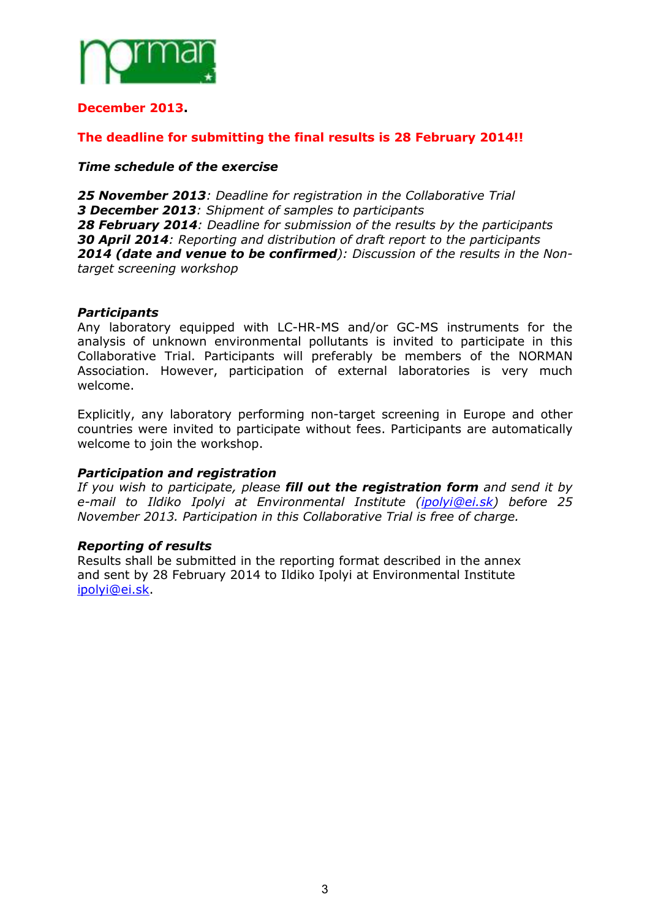**December 2013.**

**The deadline for submitting the final results is 28 February 2014!!**

***Time schedule of the exercise***

***25 November 2013****: Deadline for registration in the Collaborative Trial*
***3 December 2013****: Shipment of samples to participants*
***28 February 2014****: Deadline for submission of the results by the participants*
***30 April 2014****: Reporting and distribution of draft report to the participants*
***2014 (date and venue to be confirmed****): Discussion of the results in the Non-target screening workshop*

***Participants***

Any laboratory equipped with LC-HR-MS and/or GC-MS instruments for the analysis of unknown environmental pollutants is invited to participate in this Collaborative Trial. Participants will preferably be members of the NORMAN Association. However, participation of external laboratories is very much welcome.

Explicitly, any laboratory performing non-target screening in Europe and other countries were invited to participate without fees. Participants are automatically welcome to join the workshop.

***Participation and registration***

*If you wish to participate, please* ***fill out the registration form*** *and send it by e-mail to Ildiko Ipolyi at Environmental Institute (ipolyi@ei.sk) before 25 November 2013. Participation in this Collaborative Trial is free of charge.*

***Reporting of results***

Results shall be submitted in the reporting format described in the annex and sent by 28 February 2014 to Ildiko Ipolyi at Environmental Institute ipolyi@ei.sk.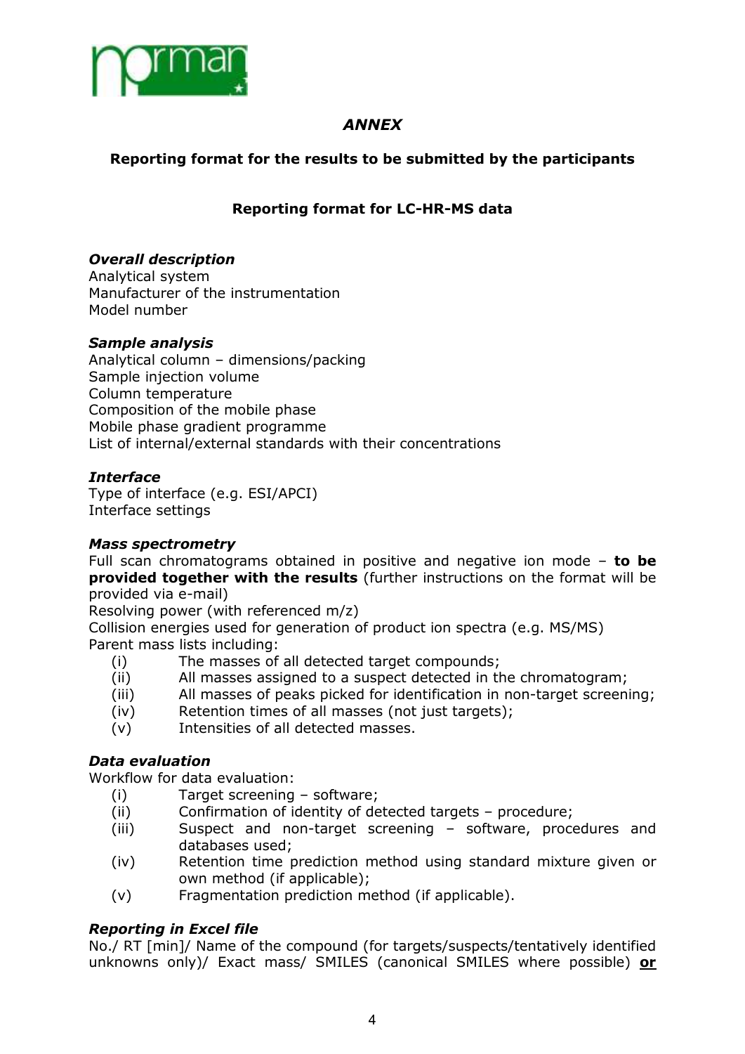*ANNEX*

**Reporting format for the results to be submitted by the participants**

**Reporting format for LC-HR-MS data**

***Overall description***
Analytical system
Manufacturer of the instrumentation
Model number

***Sample analysis***
Analytical column – dimensions/packing
Sample injection volume
Column temperature
Composition of the mobile phase
Mobile phase gradient programme
List of internal/external standards with their concentrations

***Interface***
Type of interface (e.g. ESI/APCI)
Interface settings

***Mass spectrometry***
Full scan chromatograms obtained in positive and negative ion mode – **to be provided together with the results** (further instructions on the format will be provided via e-mail)
Resolving power (with referenced m/z)
Collision energies used for generation of product ion spectra (e.g. MS/MS)
Parent mass lists including:

- (i) The masses of all detected target compounds;
- (ii) All masses assigned to a suspect detected in the chromatogram;
- (iii) All masses of peaks picked for identification in non-target screening;
- (iv) Retention times of all masses (not just targets);
- (v) Intensities of all detected masses.

***Data evaluation***
Workflow for data evaluation:

- (i) Target screening – software;
- (ii) Confirmation of identity of detected targets – procedure;
- (iii) Suspect and non-target screening – software, procedures and databases used;
- (iv) Retention time prediction method using standard mixture given or own method (if applicable);
- (v) Fragmentation prediction method (if applicable).

***Reporting in Excel file***
No./ RT [min]/ Name of the compound (for targets/suspects/tentatively identified unknowns only)/ Exact mass/ SMILES (canonical SMILES where possible) **<u>or</u>**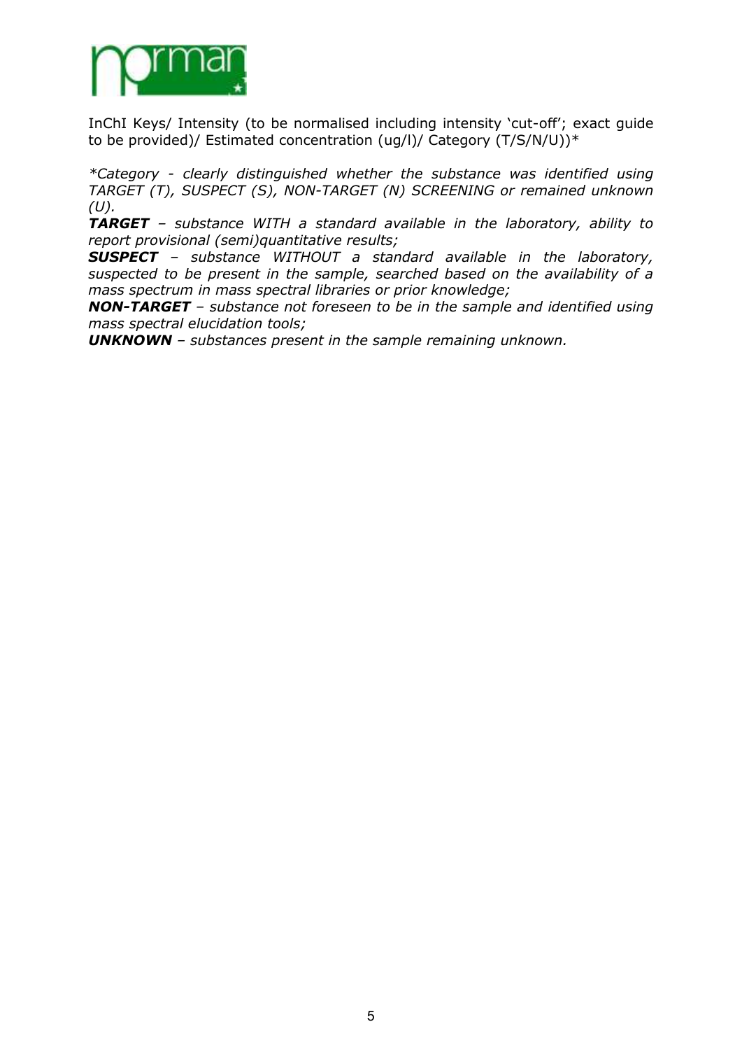InChI Keys/ Intensity (to be normalised including intensity 'cut-off'; exact guide to be provided)/ Estimated concentration (ug/l)/ Category (T/S/N/U))*

*\*Category - clearly distinguished whether the substance was identified using TARGET (T), SUSPECT (S), NON-TARGET (N) SCREENING or remained unknown (U).*

***TARGET*** *– substance WITH a standard available in the laboratory, ability to report provisional (semi)quantitative results;*

***SUSPECT*** *– substance WITHOUT a standard available in the laboratory, suspected to be present in the sample, searched based on the availability of a mass spectrum in mass spectral libraries or prior knowledge;*

***NON-TARGET*** *– substance not foreseen to be in the sample and identified using mass spectral elucidation tools;*

***UNKNOWN*** *– substances present in the sample remaining unknown.*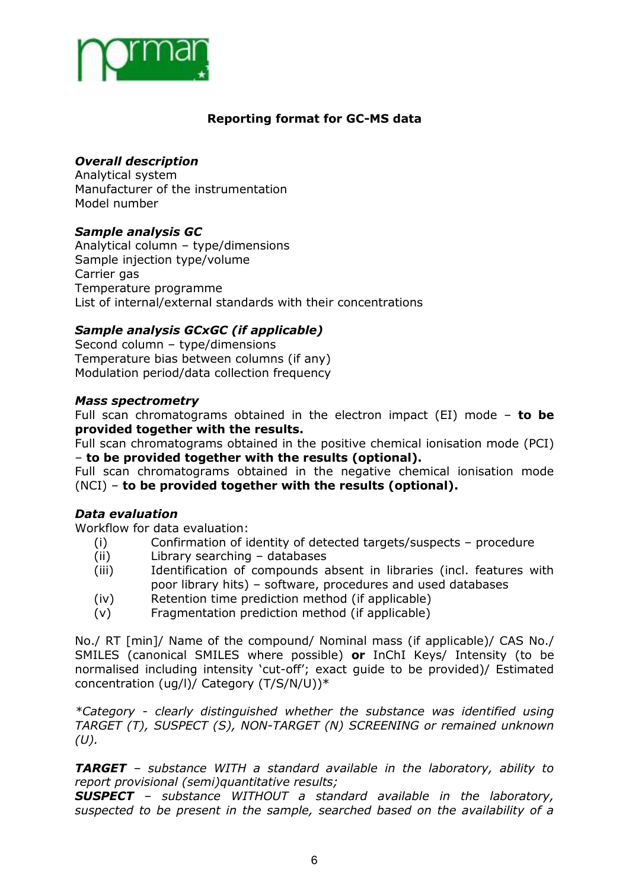## Reporting format for GC-MS data

***Overall description***
Analytical system
Manufacturer of the instrumentation
Model number

***Sample analysis GC***
Analytical column – type/dimensions
Sample injection type/volume
Carrier gas
Temperature programme
List of internal/external standards with their concentrations

***Sample analysis GCxGC (if applicable)***
Second column – type/dimensions
Temperature bias between columns (if any)
Modulation period/data collection frequency

***Mass spectrometry***
Full scan chromatograms obtained in the electron impact (EI) mode – **to be provided together with the results.**
Full scan chromatograms obtained in the positive chemical ionisation mode (PCI) – **to be provided together with the results (optional).**
Full scan chromatograms obtained in the negative chemical ionisation mode (NCI) – **to be provided together with the results (optional).**

***Data evaluation***
Workflow for data evaluation:

- (i) Confirmation of identity of detected targets/suspects – procedure
- (ii) Library searching – databases
- (iii) Identification of compounds absent in libraries (incl. features with poor library hits) – software, procedures and used databases
- (iv) Retention time prediction method (if applicable)
- (v) Fragmentation prediction method (if applicable)

No./ RT [min]/ Name of the compound/ Nominal mass (if applicable)/ CAS No./ SMILES (canonical SMILES where possible) **or** InChI Keys/ Intensity (to be normalised including intensity 'cut-off'; exact guide to be provided)/ Estimated concentration (ug/l)/ Category (T/S/N/U))*

*\*Category - clearly distinguished whether the substance was identified using TARGET (T), SUSPECT (S), NON-TARGET (N) SCREENING or remained unknown (U).*

***TARGET*** *– substance WITH a standard available in the laboratory, ability to report provisional (semi)quantitative results;*
***SUSPECT*** *– substance WITHOUT a standard available in the laboratory, suspected to be present in the sample, searched based on the availability of a*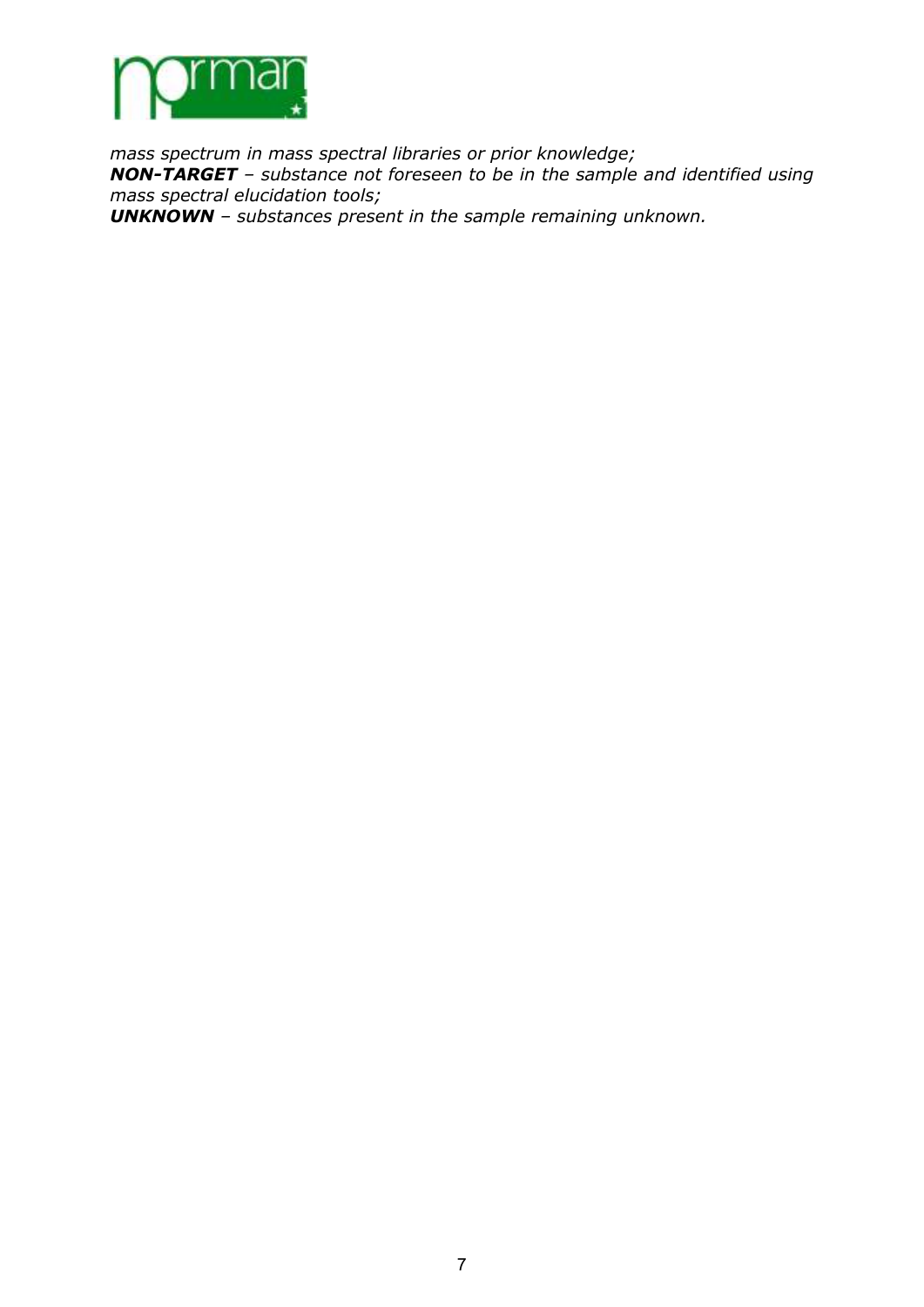*mass spectrum in mass spectral libraries or prior knowledge;*
***NON-TARGET** – substance not foreseen to be in the sample and identified using mass spectral elucidation tools;*
***UNKNOWN** – substances present in the sample remaining unknown.*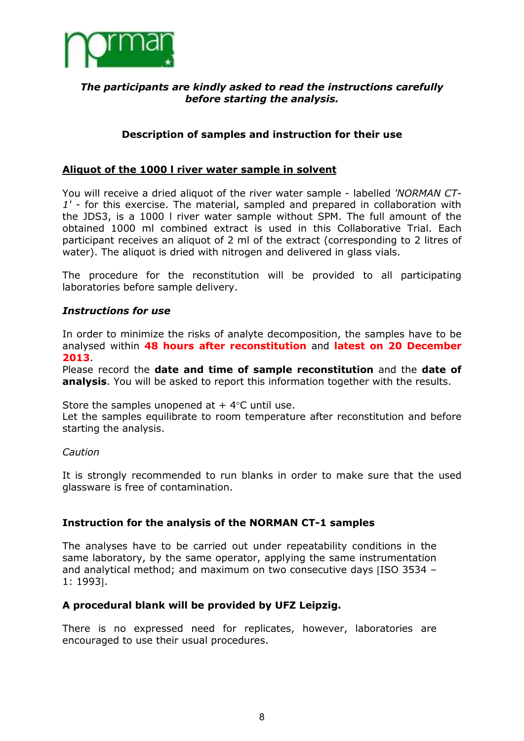***The participants are kindly asked to read the instructions carefully before starting the analysis.***

**Description of samples and instruction for their use**

**Aliquot of the 1000 l river water sample in solvent**

You will receive a dried aliquot of the river water sample - labelled *'NORMAN CT-1'* - for this exercise. The material, sampled and prepared in collaboration with the JDS3, is a 1000 l river water sample without SPM. The full amount of the obtained 1000 ml combined extract is used in this Collaborative Trial. Each participant receives an aliquot of 2 ml of the extract (corresponding to 2 litres of water). The aliquot is dried with nitrogen and delivered in glass vials.

The procedure for the reconstitution will be provided to all participating laboratories before sample delivery.

***Instructions for use***

In order to minimize the risks of analyte decomposition, the samples have to be analysed within **48 hours after reconstitution** and **latest on 20 December 2013**.
Please record the **date and time of sample reconstitution** and the **date of analysis**. You will be asked to report this information together with the results.

Store the samples unopened at + 4°C until use.
Let the samples equilibrate to room temperature after reconstitution and before starting the analysis.

*Caution*

It is strongly recommended to run blanks in order to make sure that the used glassware is free of contamination.

**Instruction for the analysis of the NORMAN CT-1 samples**

The analyses have to be carried out under repeatability conditions in the same laboratory, by the same operator, applying the same instrumentation and analytical method; and maximum on two consecutive days [ISO 3534 – 1: 1993].

**A procedural blank will be provided by UFZ Leipzig.**

There is no expressed need for replicates, however, laboratories are encouraged to use their usual procedures.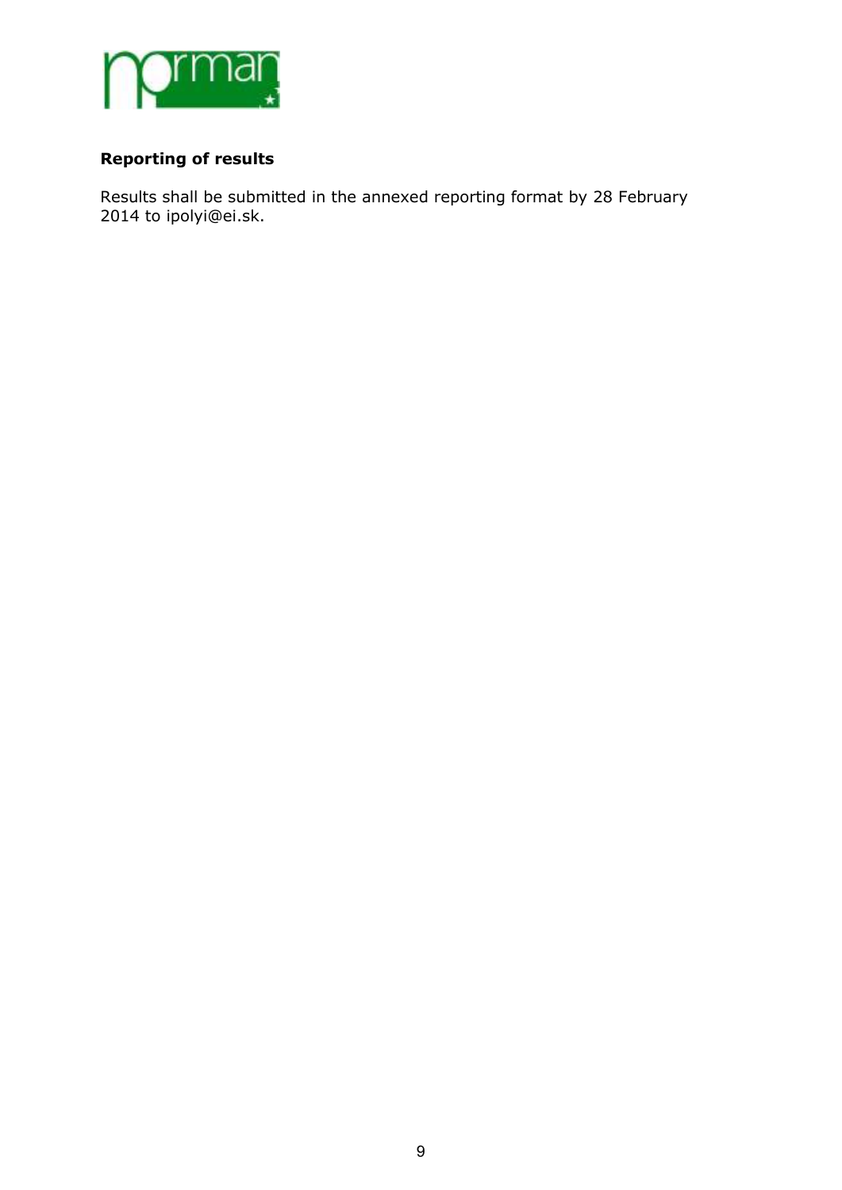**Reporting of results**

Results shall be submitted in the annexed reporting format by 28 February 2014 to ipolyi@ei.sk.